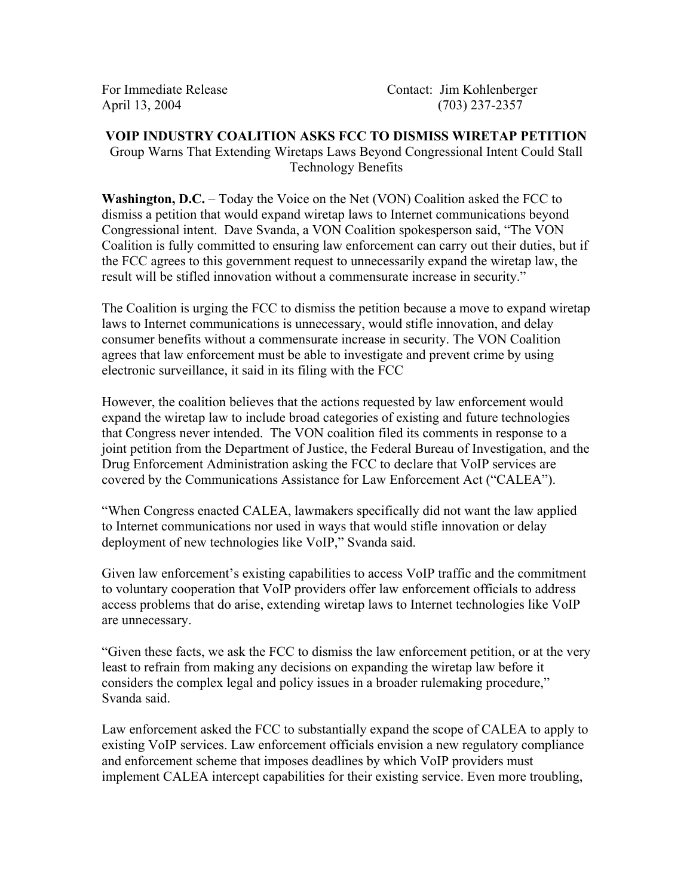For Immediate Release  
April 13, 2004

Contact: Jim Kohlenberger  
(703) 237-2357

**VOIP INDUSTRY COALITION ASKS FCC TO DISMISS WIRETAP PETITION**

Group Warns That Extending Wiretaps Laws Beyond Congressional Intent Could Stall Technology Benefits

**Washington, D.C.** – Today the Voice on the Net (VON) Coalition asked the FCC to dismiss a petition that would expand wiretap laws to Internet communications beyond Congressional intent. Dave Svanda, a VON Coalition spokesperson said, "The VON Coalition is fully committed to ensuring law enforcement can carry out their duties, but if the FCC agrees to this government request to unnecessarily expand the wiretap law, the result will be stifled innovation without a commensurate increase in security."

The Coalition is urging the FCC to dismiss the petition because a move to expand wiretap laws to Internet communications is unnecessary, would stifle innovation, and delay consumer benefits without a commensurate increase in security. The VON Coalition agrees that law enforcement must be able to investigate and prevent crime by using electronic surveillance, it said in its filing with the FCC

However, the coalition believes that the actions requested by law enforcement would expand the wiretap law to include broad categories of existing and future technologies that Congress never intended. The VON coalition filed its comments in response to a joint petition from the Department of Justice, the Federal Bureau of Investigation, and the Drug Enforcement Administration asking the FCC to declare that VoIP services are covered by the Communications Assistance for Law Enforcement Act ("CALEA").

"When Congress enacted CALEA, lawmakers specifically did not want the law applied to Internet communications nor used in ways that would stifle innovation or delay deployment of new technologies like VoIP," Svanda said.

Given law enforcement's existing capabilities to access VoIP traffic and the commitment to voluntary cooperation that VoIP providers offer law enforcement officials to address access problems that do arise, extending wiretap laws to Internet technologies like VoIP are unnecessary.

"Given these facts, we ask the FCC to dismiss the law enforcement petition, or at the very least to refrain from making any decisions on expanding the wiretap law before it considers the complex legal and policy issues in a broader rulemaking procedure," Svanda said.

Law enforcement asked the FCC to substantially expand the scope of CALEA to apply to existing VoIP services. Law enforcement officials envision a new regulatory compliance and enforcement scheme that imposes deadlines by which VoIP providers must implement CALEA intercept capabilities for their existing service. Even more troubling,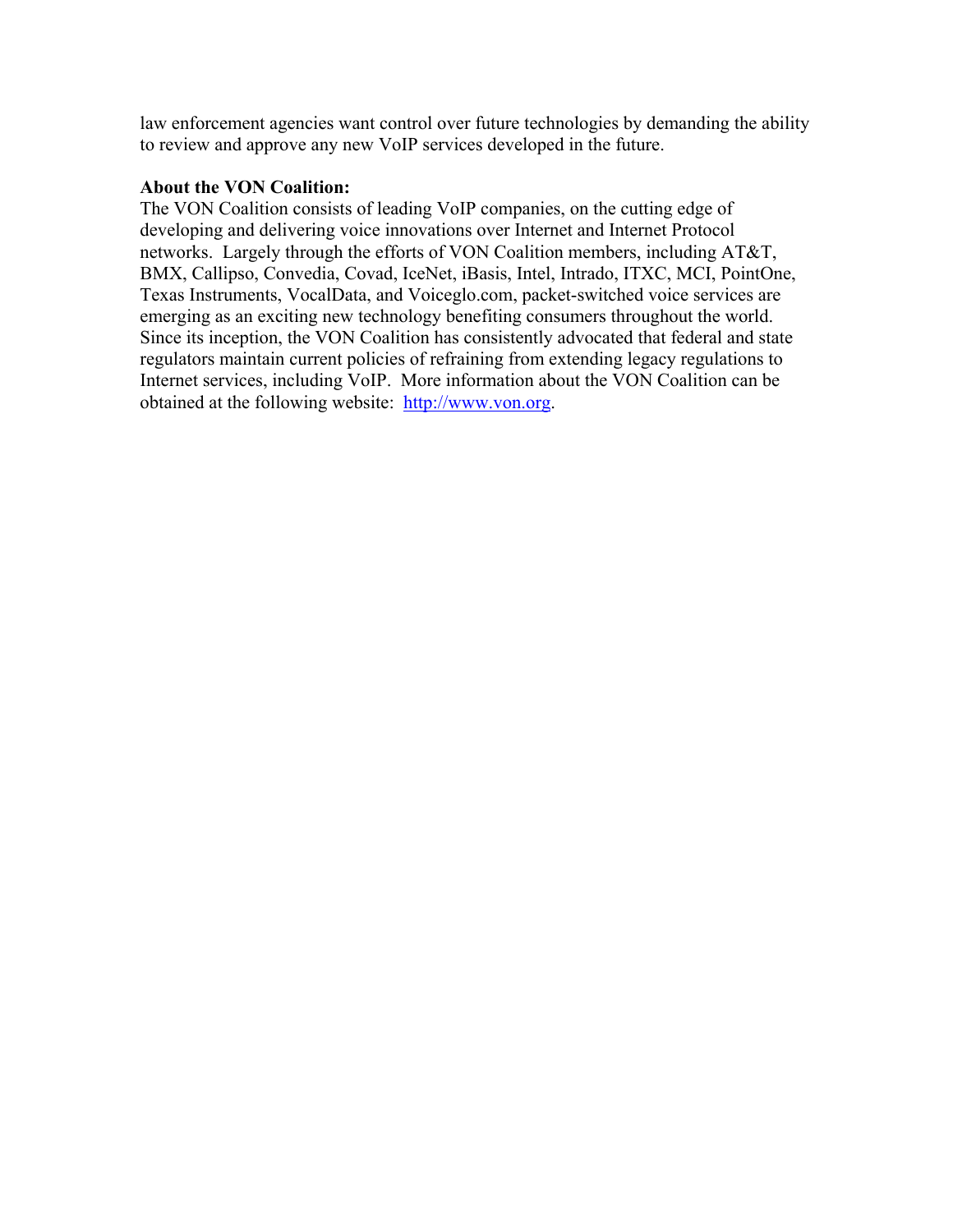law enforcement agencies want control over future technologies by demanding the ability to review and approve any new VoIP services developed in the future.

**About the VON Coalition:**

The VON Coalition consists of leading VoIP companies, on the cutting edge of developing and delivering voice innovations over Internet and Internet Protocol networks. Largely through the efforts of VON Coalition members, including AT&T, BMX, Callipso, Convedia, Covad, IceNet, iBasis, Intel, Intrado, ITXC, MCI, PointOne, Texas Instruments, VocalData, and Voiceglo.com, packet-switched voice services are emerging as an exciting new technology benefiting consumers throughout the world. Since its inception, the VON Coalition has consistently advocated that federal and state regulators maintain current policies of refraining from extending legacy regulations to Internet services, including VoIP. More information about the VON Coalition can be obtained at the following website: http://www.von.org.